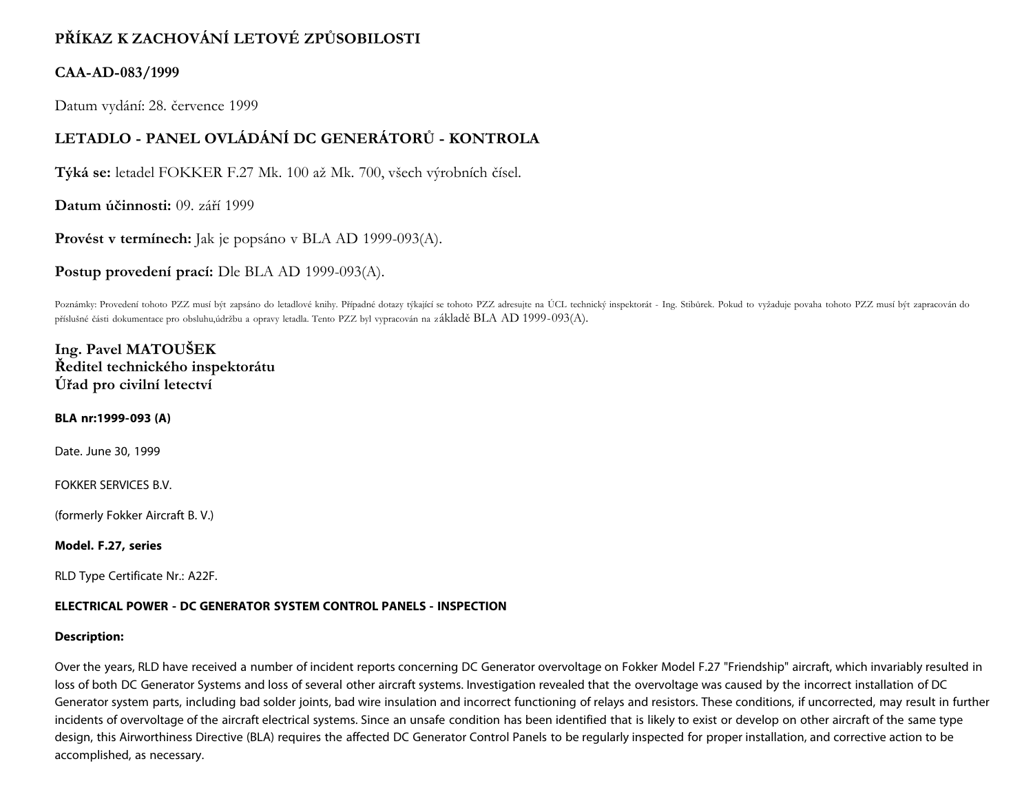# PŘÍKAZ K ZACHOVÁNÍ LETOVÉ ZPŮSOBILOSTI

## CAA-AD-083/1999

Datum vydání: 28. července 1999

## LETADLO - PANEL OVLÁDÁNÍ DC GENERÁTORŮ - KONTROLA

**Týká se:** letadel FOKKER F.27 Mk. 100 až Mk. 700, všech výrobních čísel.

**Datum účinnosti:** 09. září 1999

**Provést v termínech:** Jak je popsáno v BLA AD 1999-093(A).

**Postup provedení prací:** Dle BLA AD 1999-093(A).

Poznámky: Provedení tohoto PZZ musí být zapsáno do letadlové knihy. Případné dotazy týkající se tohoto PZZ adresujte na ÚCL technický inspektorát - Ing. Stibůrek. Pokud to vyžaduje povaha tohoto PZZ musí být zapracován do příslušné části dokumentace pro obsluhu,údržbu a opravy letadla. Tento PZZ byl vypracován na základě BLA AD 1999-093(A).

**Ing. Pavel MATOUŠEK**
**Ředitel technického inspektorátu**
**Úřad pro civilní letectví**

**BLA nr:1999-093 (A)**

Date. June 30, 1999

FOKKER SERVICES B.V.

(formerly Fokker Aircraft B. V.)

**Model. F.27, series**

RLD Type Certificate Nr.: A22F.

**ELECTRICAL POWER - DC GENERATOR SYSTEM CONTROL PANELS - INSPECTION**

**Description:**

Over the years, RLD have received a number of incident reports concerning DC Generator overvoltage on Fokker Model F.27 "Friendship" aircraft, which invariably resulted in loss of both DC Generator Systems and loss of several other aircraft systems. Investigation revealed that the overvoltage was caused by the incorrect installation of DC Generator system parts, including bad solder joints, bad wire insulation and incorrect functioning of relays and resistors. These conditions, if uncorrected, may result in further incidents of overvoltage of the aircraft electrical systems. Since an unsafe condition has been identified that is likely to exist or develop on other aircraft of the same type design, this Airworthiness Directive (BLA) requires the affected DC Generator Control Panels to be regularly inspected for proper installation, and corrective action to be accomplished, as necessary.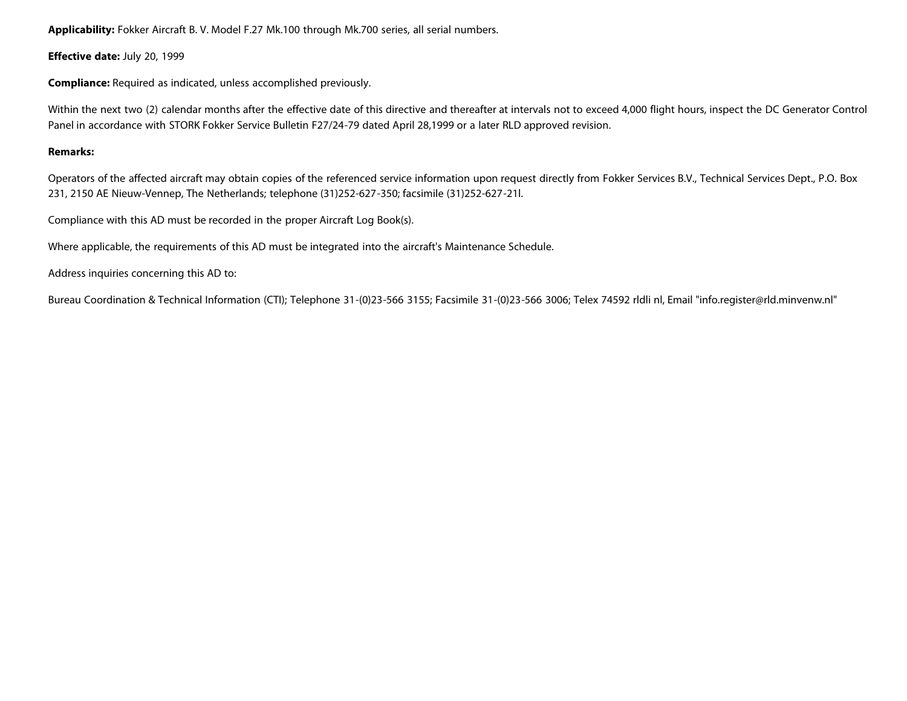**Applicability:** Fokker Aircraft B. V. Model F.27 Mk.100 through Mk.700 series, all serial numbers.

**Effective date:** July 20, 1999

**Compliance:** Required as indicated, unless accomplished previously.

Within the next two (2) calendar months after the effective date of this directive and thereafter at intervals not to exceed 4,000 flight hours, inspect the DC Generator Control Panel in accordance with STORK Fokker Service Bulletin F27/24-79 dated April 28,1999 or a later RLD approved revision.

**Remarks:**

Operators of the affected aircraft may obtain copies of the referenced service information upon request directly from Fokker Services B.V., Technical Services Dept., P.O. Box 231, 2150 AE Nieuw-Vennep, The Netherlands; telephone (31)252-627-350; facsimile (31)252-627-21l.

Compliance with this AD must be recorded in the proper Aircraft Log Book(s).

Where applicable, the requirements of this AD must be integrated into the aircraft's Maintenance Schedule.

Address inquiries concerning this AD to:

Bureau Coordination & Technical Information (CTI); Telephone 31-(0)23-566 3155; Facsimile 31-(0)23-566 3006; Telex 74592 rldli nl, Email "info.register@rld.minvenw.nl"